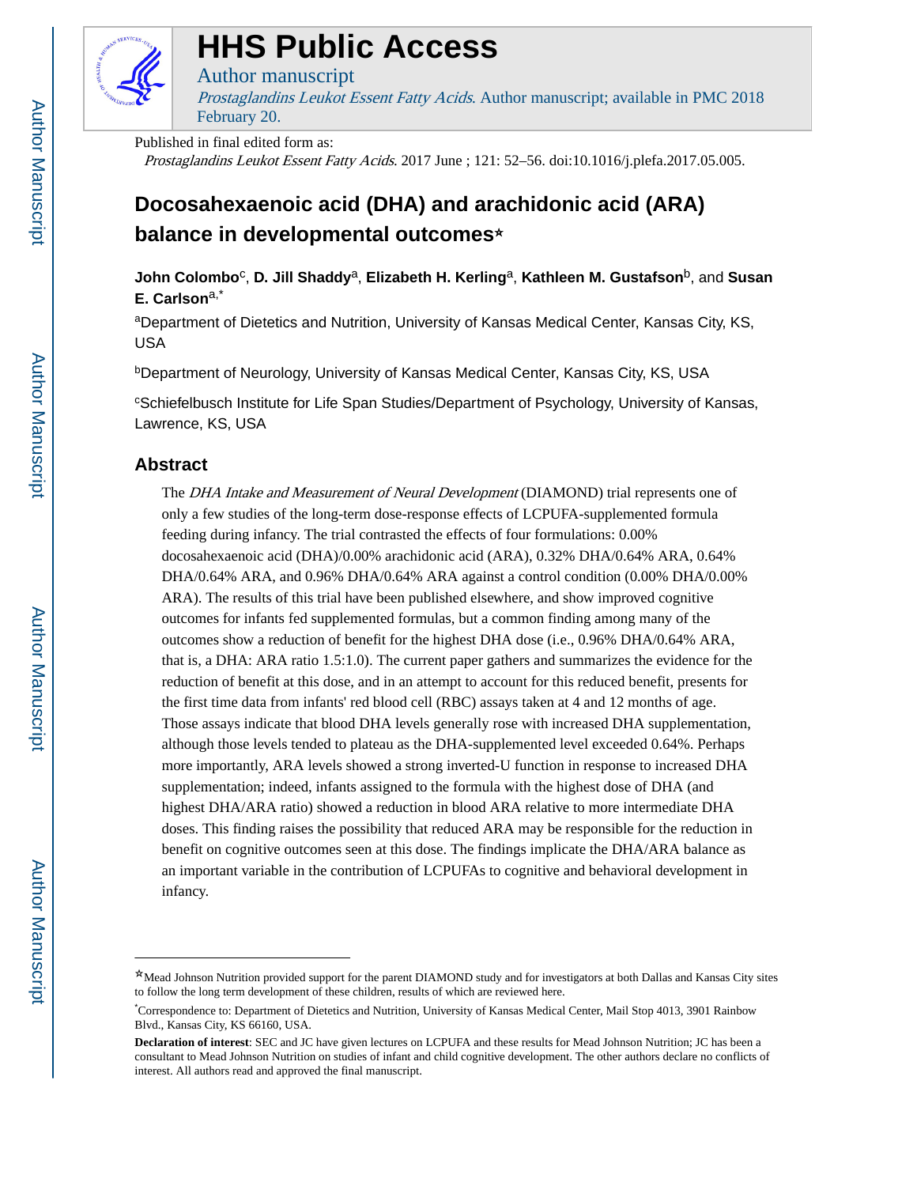# HHS Public Access

Author manuscript

*Prostaglandins Leukot Essent Fatty Acids*. Author manuscript; available in PMC 2018 February 20.

Published in final edited form as:

*Prostaglandins Leukot Essent Fatty Acids*. 2017 June ; 121: 52–56. doi:10.1016/j.plefa.2017.05.005.

# Docosahexaenoic acid (DHA) and arachidonic acid (ARA) balance in developmental outcomes☆

**John Colombo**[c], **D. Jill Shaddy**[a], **Elizabeth H. Kerling**[a], **Kathleen M. Gustafson**[b], and **Susan E. Carlson**[a,*]

[a]Department of Dietetics and Nutrition, University of Kansas Medical Center, Kansas City, KS, USA

[b]Department of Neurology, University of Kansas Medical Center, Kansas City, KS, USA

[c]Schiefelbusch Institute for Life Span Studies/Department of Psychology, University of Kansas, Lawrence, KS, USA

## Abstract

The *DHA Intake and Measurement of Neural Development* (DIAMOND) trial represents one of only a few studies of the long-term dose-response effects of LCPUFA-supplemented formula feeding during infancy. The trial contrasted the effects of four formulations: 0.00% docosahexaenoic acid (DHA)/0.00% arachidonic acid (ARA), 0.32% DHA/0.64% ARA, 0.64% DHA/0.64% ARA, and 0.96% DHA/0.64% ARA against a control condition (0.00% DHA/0.00% ARA). The results of this trial have been published elsewhere, and show improved cognitive outcomes for infants fed supplemented formulas, but a common finding among many of the outcomes show a reduction of benefit for the highest DHA dose (i.e., 0.96% DHA/0.64% ARA, that is, a DHA: ARA ratio 1.5:1.0). The current paper gathers and summarizes the evidence for the reduction of benefit at this dose, and in an attempt to account for this reduced benefit, presents for the first time data from infants' red blood cell (RBC) assays taken at 4 and 12 months of age. Those assays indicate that blood DHA levels generally rose with increased DHA supplementation, although those levels tended to plateau as the DHA-supplemented level exceeded 0.64%. Perhaps more importantly, ARA levels showed a strong inverted-U function in response to increased DHA supplementation; indeed, infants assigned to the formula with the highest dose of DHA (and highest DHA/ARA ratio) showed a reduction in blood ARA relative to more intermediate DHA doses. This finding raises the possibility that reduced ARA may be responsible for the reduction in benefit on cognitive outcomes seen at this dose. The findings implicate the DHA/ARA balance as an important variable in the contribution of LCPUFAs to cognitive and behavioral development in infancy.

☆Mead Johnson Nutrition provided support for the parent DIAMOND study and for investigators at both Dallas and Kansas City sites to follow the long term development of these children, results of which are reviewed here.

*Correspondence to: Department of Dietetics and Nutrition, University of Kansas Medical Center, Mail Stop 4013, 3901 Rainbow Blvd., Kansas City, KS 66160, USA.

**Declaration of interest**: SEC and JC have given lectures on LCPUFA and these results for Mead Johnson Nutrition; JC has been a consultant to Mead Johnson Nutrition on studies of infant and child cognitive development. The other authors declare no conflicts of interest. All authors read and approved the final manuscript.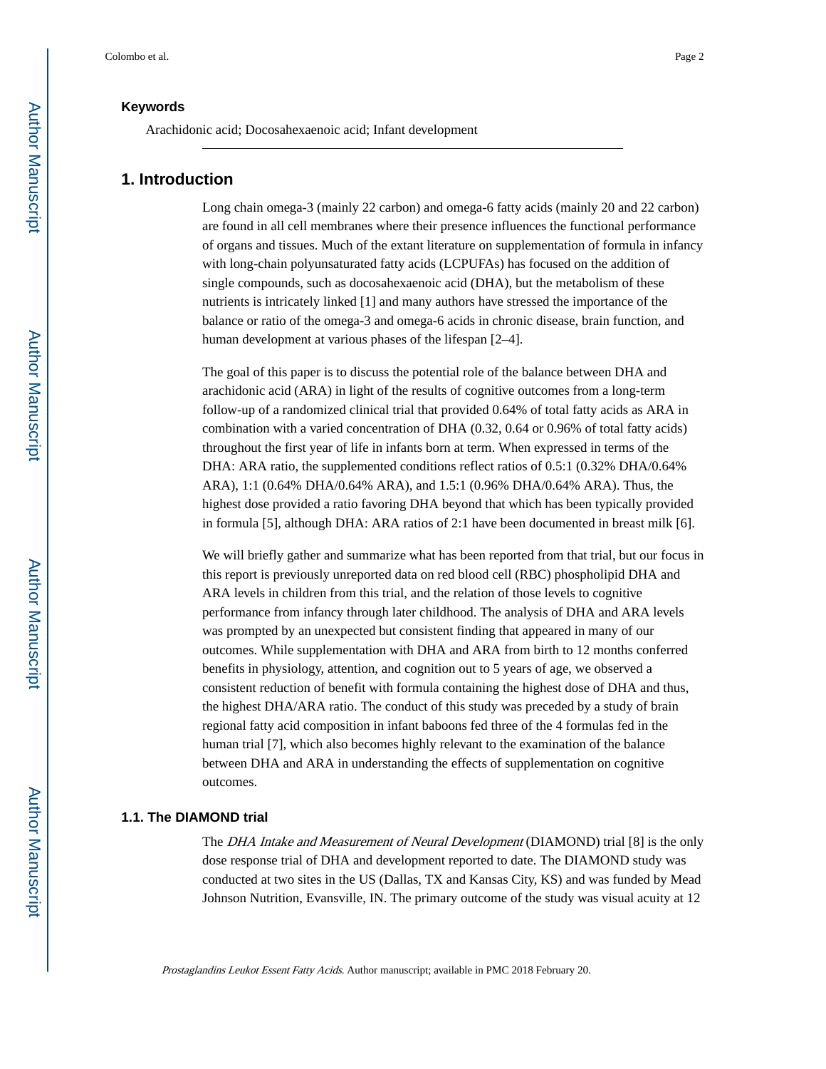### Keywords

Arachidonic acid; Docosahexaenoic acid; Infant development

## 1. Introduction

Long chain omega-3 (mainly 22 carbon) and omega-6 fatty acids (mainly 20 and 22 carbon) are found in all cell membranes where their presence influences the functional performance of organs and tissues. Much of the extant literature on supplementation of formula in infancy with long-chain polyunsaturated fatty acids (LCPUFAs) has focused on the addition of single compounds, such as docosahexaenoic acid (DHA), but the metabolism of these nutrients is intricately linked [1] and many authors have stressed the importance of the balance or ratio of the omega-3 and omega-6 acids in chronic disease, brain function, and human development at various phases of the lifespan [2–4].

The goal of this paper is to discuss the potential role of the balance between DHA and arachidonic acid (ARA) in light of the results of cognitive outcomes from a long-term follow-up of a randomized clinical trial that provided 0.64% of total fatty acids as ARA in combination with a varied concentration of DHA (0.32, 0.64 or 0.96% of total fatty acids) throughout the first year of life in infants born at term. When expressed in terms of the DHA: ARA ratio, the supplemented conditions reflect ratios of 0.5:1 (0.32% DHA/0.64% ARA), 1:1 (0.64% DHA/0.64% ARA), and 1.5:1 (0.96% DHA/0.64% ARA). Thus, the highest dose provided a ratio favoring DHA beyond that which has been typically provided in formula [5], although DHA: ARA ratios of 2:1 have been documented in breast milk [6].

We will briefly gather and summarize what has been reported from that trial, but our focus in this report is previously unreported data on red blood cell (RBC) phospholipid DHA and ARA levels in children from this trial, and the relation of those levels to cognitive performance from infancy through later childhood. The analysis of DHA and ARA levels was prompted by an unexpected but consistent finding that appeared in many of our outcomes. While supplementation with DHA and ARA from birth to 12 months conferred benefits in physiology, attention, and cognition out to 5 years of age, we observed a consistent reduction of benefit with formula containing the highest dose of DHA and thus, the highest DHA/ARA ratio. The conduct of this study was preceded by a study of brain regional fatty acid composition in infant baboons fed three of the 4 formulas fed in the human trial [7], which also becomes highly relevant to the examination of the balance between DHA and ARA in understanding the effects of supplementation on cognitive outcomes.

### 1.1. The DIAMOND trial

The *DHA Intake and Measurement of Neural Development* (DIAMOND) trial [8] is the only dose response trial of DHA and development reported to date. The DIAMOND study was conducted at two sites in the US (Dallas, TX and Kansas City, KS) and was funded by Mead Johnson Nutrition, Evansville, IN. The primary outcome of the study was visual acuity at 12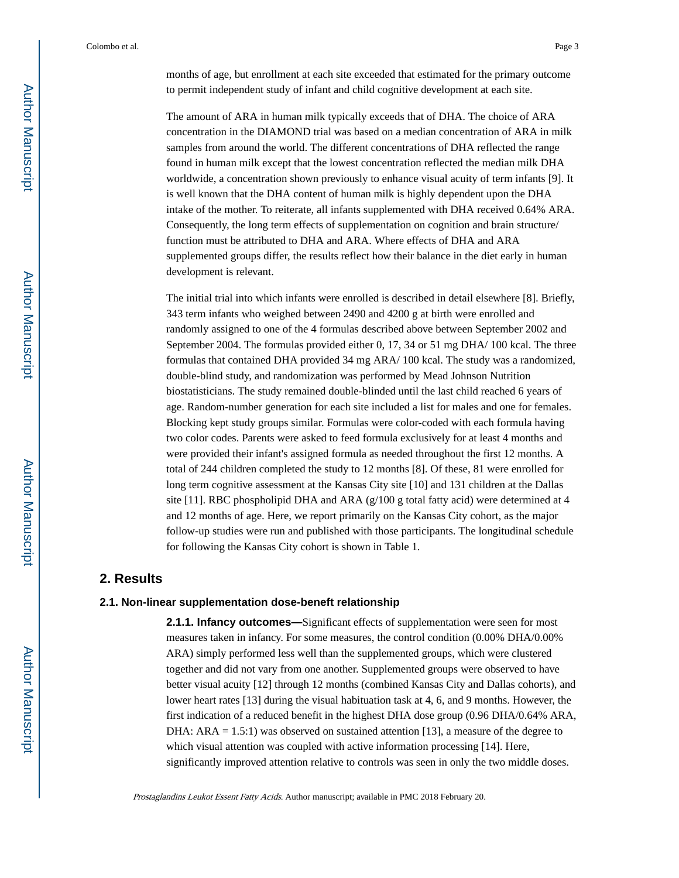months of age, but enrollment at each site exceeded that estimated for the primary outcome to permit independent study of infant and child cognitive development at each site.

The amount of ARA in human milk typically exceeds that of DHA. The choice of ARA concentration in the DIAMOND trial was based on a median concentration of ARA in milk samples from around the world. The different concentrations of DHA reflected the range found in human milk except that the lowest concentration reflected the median milk DHA worldwide, a concentration shown previously to enhance visual acuity of term infants [9]. It is well known that the DHA content of human milk is highly dependent upon the DHA intake of the mother. To reiterate, all infants supplemented with DHA received 0.64% ARA. Consequently, the long term effects of supplementation on cognition and brain structure/ function must be attributed to DHA and ARA. Where effects of DHA and ARA supplemented groups differ, the results reflect how their balance in the diet early in human development is relevant.

The initial trial into which infants were enrolled is described in detail elsewhere [8]. Briefly, 343 term infants who weighed between 2490 and 4200 g at birth were enrolled and randomly assigned to one of the 4 formulas described above between September 2002 and September 2004. The formulas provided either 0, 17, 34 or 51 mg DHA/ 100 kcal. The three formulas that contained DHA provided 34 mg ARA/ 100 kcal. The study was a randomized, double-blind study, and randomization was performed by Mead Johnson Nutrition biostatisticians. The study remained double-blinded until the last child reached 6 years of age. Random-number generation for each site included a list for males and one for females. Blocking kept study groups similar. Formulas were color-coded with each formula having two color codes. Parents were asked to feed formula exclusively for at least 4 months and were provided their infant's assigned formula as needed throughout the first 12 months. A total of 244 children completed the study to 12 months [8]. Of these, 81 were enrolled for long term cognitive assessment at the Kansas City site [10] and 131 children at the Dallas site [11]. RBC phospholipid DHA and ARA (g/100 g total fatty acid) were determined at 4 and 12 months of age. Here, we report primarily on the Kansas City cohort, as the major follow-up studies were run and published with those participants. The longitudinal schedule for following the Kansas City cohort is shown in Table 1.

## 2. Results

### 2.1. Non-linear supplementation dose-beneft relationship

**2.1.1. Infancy outcomes—**Significant effects of supplementation were seen for most measures taken in infancy. For some measures, the control condition (0.00% DHA/0.00% ARA) simply performed less well than the supplemented groups, which were clustered together and did not vary from one another. Supplemented groups were observed to have better visual acuity [12] through 12 months (combined Kansas City and Dallas cohorts), and lower heart rates [13] during the visual habituation task at 4, 6, and 9 months. However, the first indication of a reduced benefit in the highest DHA dose group (0.96 DHA/0.64% ARA, DHA: ARA = 1.5:1) was observed on sustained attention [13], a measure of the degree to which visual attention was coupled with active information processing [14]. Here, significantly improved attention relative to controls was seen in only the two middle doses.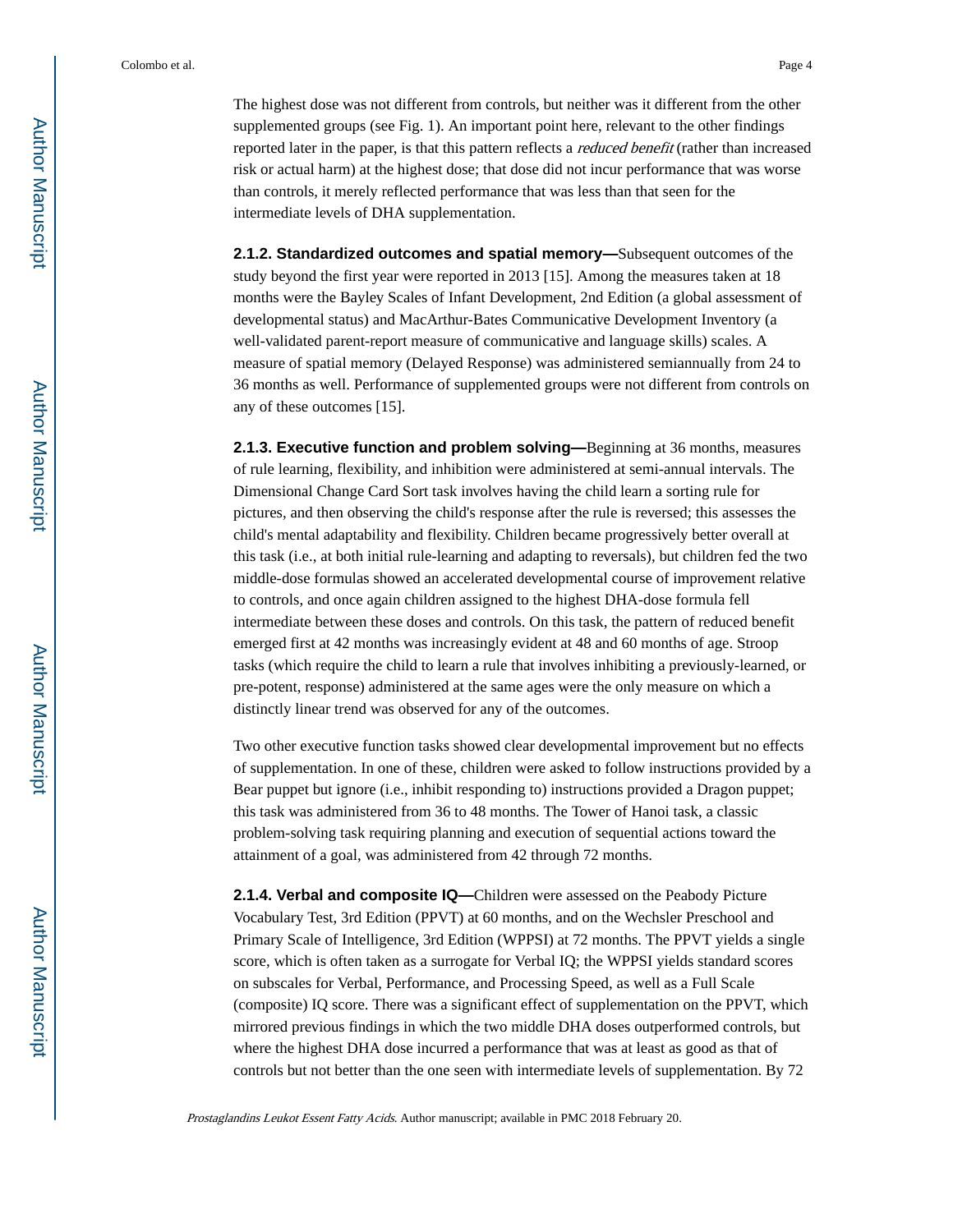The highest dose was not different from controls, but neither was it different from the other supplemented groups (see Fig. 1). An important point here, relevant to the other findings reported later in the paper, is that this pattern reflects a *reduced benefit* (rather than increased risk or actual harm) at the highest dose; that dose did not incur performance that was worse than controls, it merely reflected performance that was less than that seen for the intermediate levels of DHA supplementation.

**2.1.2. Standardized outcomes and spatial memory—**Subsequent outcomes of the study beyond the first year were reported in 2013 [15]. Among the measures taken at 18 months were the Bayley Scales of Infant Development, 2nd Edition (a global assessment of developmental status) and MacArthur-Bates Communicative Development Inventory (a well-validated parent-report measure of communicative and language skills) scales. A measure of spatial memory (Delayed Response) was administered semiannually from 24 to 36 months as well. Performance of supplemented groups were not different from controls on any of these outcomes [15].

**2.1.3. Executive function and problem solving—**Beginning at 36 months, measures of rule learning, flexibility, and inhibition were administered at semi-annual intervals. The Dimensional Change Card Sort task involves having the child learn a sorting rule for pictures, and then observing the child's response after the rule is reversed; this assesses the child's mental adaptability and flexibility. Children became progressively better overall at this task (i.e., at both initial rule-learning and adapting to reversals), but children fed the two middle-dose formulas showed an accelerated developmental course of improvement relative to controls, and once again children assigned to the highest DHA-dose formula fell intermediate between these doses and controls. On this task, the pattern of reduced benefit emerged first at 42 months was increasingly evident at 48 and 60 months of age. Stroop tasks (which require the child to learn a rule that involves inhibiting a previously-learned, or pre-potent, response) administered at the same ages were the only measure on which a distinctly linear trend was observed for any of the outcomes.

Two other executive function tasks showed clear developmental improvement but no effects of supplementation. In one of these, children were asked to follow instructions provided by a Bear puppet but ignore (i.e., inhibit responding to) instructions provided a Dragon puppet; this task was administered from 36 to 48 months. The Tower of Hanoi task, a classic problem-solving task requiring planning and execution of sequential actions toward the attainment of a goal, was administered from 42 through 72 months.

**2.1.4. Verbal and composite IQ—**Children were assessed on the Peabody Picture Vocabulary Test, 3rd Edition (PPVT) at 60 months, and on the Wechsler Preschool and Primary Scale of Intelligence, 3rd Edition (WPPSI) at 72 months. The PPVT yields a single score, which is often taken as a surrogate for Verbal IQ; the WPPSI yields standard scores on subscales for Verbal, Performance, and Processing Speed, as well as a Full Scale (composite) IQ score. There was a significant effect of supplementation on the PPVT, which mirrored previous findings in which the two middle DHA doses outperformed controls, but where the highest DHA dose incurred a performance that was at least as good as that of controls but not better than the one seen with intermediate levels of supplementation. By 72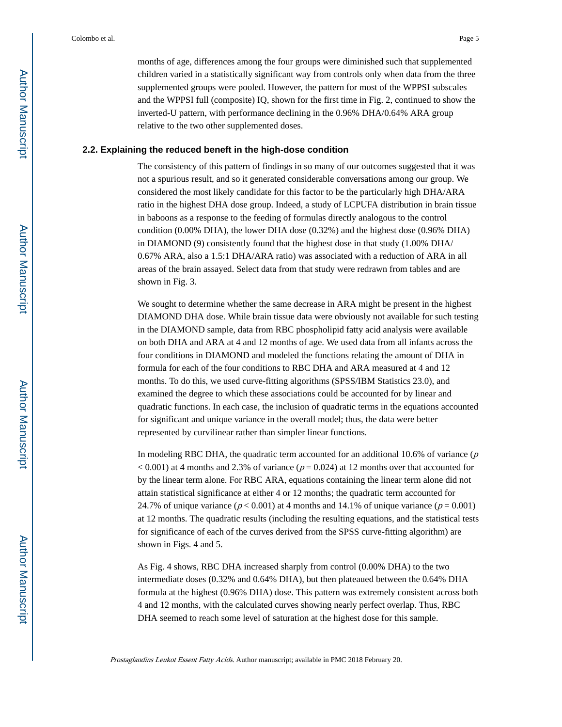months of age, differences among the four groups were diminished such that supplemented children varied in a statistically significant way from controls only when data from the three supplemented groups were pooled. However, the pattern for most of the WPPSI subscales and the WPPSI full (composite) IQ, shown for the first time in Fig. 2, continued to show the inverted-U pattern, with performance declining in the 0.96% DHA/0.64% ARA group relative to the two other supplemented doses.

## 2.2. Explaining the reduced benefit in the high-dose condition

The consistency of this pattern of findings in so many of our outcomes suggested that it was not a spurious result, and so it generated considerable conversations among our group. We considered the most likely candidate for this factor to be the particularly high DHA/ARA ratio in the highest DHA dose group. Indeed, a study of LCPUFA distribution in brain tissue in baboons as a response to the feeding of formulas directly analogous to the control condition (0.00% DHA), the lower DHA dose (0.32%) and the highest dose (0.96% DHA) in DIAMOND (9) consistently found that the highest dose in that study (1.00% DHA/0.67% ARA, also a 1.5:1 DHA/ARA ratio) was associated with a reduction of ARA in all areas of the brain assayed. Select data from that study were redrawn from tables and are shown in Fig. 3.

We sought to determine whether the same decrease in ARA might be present in the highest DIAMOND DHA dose. While brain tissue data were obviously not available for such testing in the DIAMOND sample, data from RBC phospholipid fatty acid analysis were available on both DHA and ARA at 4 and 12 months of age. We used data from all infants across the four conditions in DIAMOND and modeled the functions relating the amount of DHA in formula for each of the four conditions to RBC DHA and ARA measured at 4 and 12 months. To do this, we used curve-fitting algorithms (SPSS/IBM Statistics 23.0), and examined the degree to which these associations could be accounted for by linear and quadratic functions. In each case, the inclusion of quadratic terms in the equations accounted for significant and unique variance in the overall model; thus, the data were better represented by curvilinear rather than simpler linear functions.

In modeling RBC DHA, the quadratic term accounted for an additional 10.6% of variance ($p < 0.001$) at 4 months and 2.3% of variance ($p = 0.024$) at 12 months over that accounted for by the linear term alone. For RBC ARA, equations containing the linear term alone did not attain statistical significance at either 4 or 12 months; the quadratic term accounted for 24.7% of unique variance ($p < 0.001$) at 4 months and 14.1% of unique variance ($p = 0.001$) at 12 months. The quadratic results (including the resulting equations, and the statistical tests for significance of each of the curves derived from the SPSS curve-fitting algorithm) are shown in Figs. 4 and 5.

As Fig. 4 shows, RBC DHA increased sharply from control (0.00% DHA) to the two intermediate doses (0.32% and 0.64% DHA), but then plateaued between the 0.64% DHA formula at the highest (0.96% DHA) dose. This pattern was extremely consistent across both 4 and 12 months, with the calculated curves showing nearly perfect overlap. Thus, RBC DHA seemed to reach some level of saturation at the highest dose for this sample.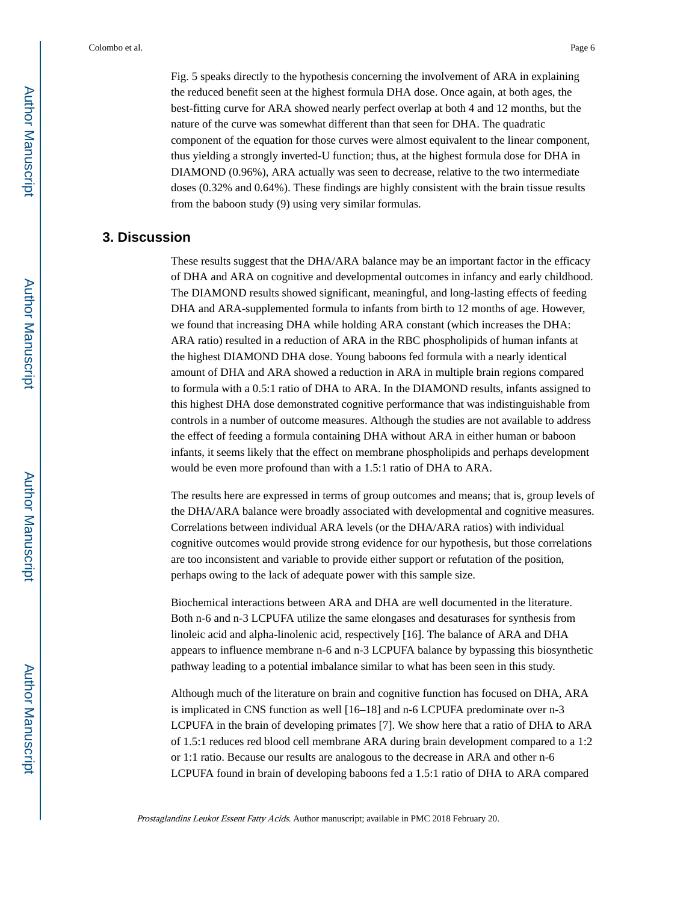Fig. 5 speaks directly to the hypothesis concerning the involvement of ARA in explaining the reduced benefit seen at the highest formula DHA dose. Once again, at both ages, the best-fitting curve for ARA showed nearly perfect overlap at both 4 and 12 months, but the nature of the curve was somewhat different than that seen for DHA. The quadratic component of the equation for those curves were almost equivalent to the linear component, thus yielding a strongly inverted-U function; thus, at the highest formula dose for DHA in DIAMOND (0.96%), ARA actually was seen to decrease, relative to the two intermediate doses (0.32% and 0.64%). These findings are highly consistent with the brain tissue results from the baboon study (9) using very similar formulas.

## 3. Discussion

These results suggest that the DHA/ARA balance may be an important factor in the efficacy of DHA and ARA on cognitive and developmental outcomes in infancy and early childhood. The DIAMOND results showed significant, meaningful, and long-lasting effects of feeding DHA and ARA-supplemented formula to infants from birth to 12 months of age. However, we found that increasing DHA while holding ARA constant (which increases the DHA: ARA ratio) resulted in a reduction of ARA in the RBC phospholipids of human infants at the highest DIAMOND DHA dose. Young baboons fed formula with a nearly identical amount of DHA and ARA showed a reduction in ARA in multiple brain regions compared to formula with a 0.5:1 ratio of DHA to ARA. In the DIAMOND results, infants assigned to this highest DHA dose demonstrated cognitive performance that was indistinguishable from controls in a number of outcome measures. Although the studies are not available to address the effect of feeding a formula containing DHA without ARA in either human or baboon infants, it seems likely that the effect on membrane phospholipids and perhaps development would be even more profound than with a 1.5:1 ratio of DHA to ARA.

The results here are expressed in terms of group outcomes and means; that is, group levels of the DHA/ARA balance were broadly associated with developmental and cognitive measures. Correlations between individual ARA levels (or the DHA/ARA ratios) with individual cognitive outcomes would provide strong evidence for our hypothesis, but those correlations are too inconsistent and variable to provide either support or refutation of the position, perhaps owing to the lack of adequate power with this sample size.

Biochemical interactions between ARA and DHA are well documented in the literature. Both n-6 and n-3 LCPUFA utilize the same elongases and desaturases for synthesis from linoleic acid and alpha-linolenic acid, respectively [16]. The balance of ARA and DHA appears to influence membrane n-6 and n-3 LCPUFA balance by bypassing this biosynthetic pathway leading to a potential imbalance similar to what has been seen in this study.

Although much of the literature on brain and cognitive function has focused on DHA, ARA is implicated in CNS function as well [16–18] and n-6 LCPUFA predominate over n-3 LCPUFA in the brain of developing primates [7]. We show here that a ratio of DHA to ARA of 1.5:1 reduces red blood cell membrane ARA during brain development compared to a 1:2 or 1:1 ratio. Because our results are analogous to the decrease in ARA and other n-6 LCPUFA found in brain of developing baboons fed a 1.5:1 ratio of DHA to ARA compared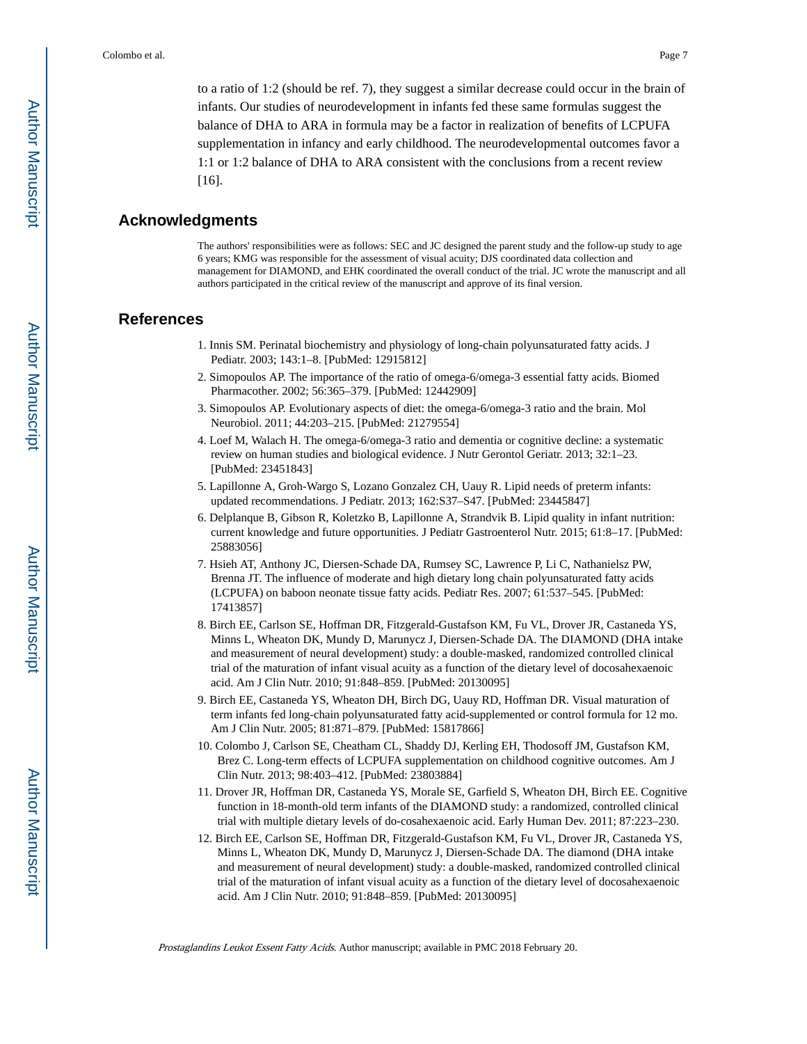to a ratio of 1:2 (should be ref. 7), they suggest a similar decrease could occur in the brain of infants. Our studies of neurodevelopment in infants fed these same formulas suggest the balance of DHA to ARA in formula may be a factor in realization of benefits of LCPUFA supplementation in infancy and early childhood. The neurodevelopmental outcomes favor a 1:1 or 1:2 balance of DHA to ARA consistent with the conclusions from a recent review [16].

## Acknowledgments

The authors' responsibilities were as follows: SEC and JC designed the parent study and the follow-up study to age 6 years; KMG was responsible for the assessment of visual acuity; DJS coordinated data collection and management for DIAMOND, and EHK coordinated the overall conduct of the trial. JC wrote the manuscript and all authors participated in the critical review of the manuscript and approve of its final version.

## References

1. Innis SM. Perinatal biochemistry and physiology of long-chain polyunsaturated fatty acids. J Pediatr. 2003; 143:1–8. [PubMed: 12915812]
2. Simopoulos AP. The importance of the ratio of omega-6/omega-3 essential fatty acids. Biomed Pharmacother. 2002; 56:365–379. [PubMed: 12442909]
3. Simopoulos AP. Evolutionary aspects of diet: the omega-6/omega-3 ratio and the brain. Mol Neurobiol. 2011; 44:203–215. [PubMed: 21279554]
4. Loef M, Walach H. The omega-6/omega-3 ratio and dementia or cognitive decline: a systematic review on human studies and biological evidence. J Nutr Gerontol Geriatr. 2013; 32:1–23. [PubMed: 23451843]
5. Lapillonne A, Groh-Wargo S, Lozano Gonzalez CH, Uauy R. Lipid needs of preterm infants: updated recommendations. J Pediatr. 2013; 162:S37–S47. [PubMed: 23445847]
6. Delplanque B, Gibson R, Koletzko B, Lapillonne A, Strandvik B. Lipid quality in infant nutrition: current knowledge and future opportunities. J Pediatr Gastroenterol Nutr. 2015; 61:8–17. [PubMed: 25883056]
7. Hsieh AT, Anthony JC, Diersen-Schade DA, Rumsey SC, Lawrence P, Li C, Nathanielsz PW, Brenna JT. The influence of moderate and high dietary long chain polyunsaturated fatty acids (LCPUFA) on baboon neonate tissue fatty acids. Pediatr Res. 2007; 61:537–545. [PubMed: 17413857]
8. Birch EE, Carlson SE, Hoffman DR, Fitzgerald-Gustafson KM, Fu VL, Drover JR, Castaneda YS, Minns L, Wheaton DK, Mundy D, Marunycz J, Diersen-Schade DA. The DIAMOND (DHA intake and measurement of neural development) study: a double-masked, randomized controlled clinical trial of the maturation of infant visual acuity as a function of the dietary level of docosahexaenoic acid. Am J Clin Nutr. 2010; 91:848–859. [PubMed: 20130095]
9. Birch EE, Castaneda YS, Wheaton DH, Birch DG, Uauy RD, Hoffman DR. Visual maturation of term infants fed long-chain polyunsaturated fatty acid-supplemented or control formula for 12 mo. Am J Clin Nutr. 2005; 81:871–879. [PubMed: 15817866]
10. Colombo J, Carlson SE, Cheatham CL, Shaddy DJ, Kerling EH, Thodosoff JM, Gustafson KM, Brez C. Long-term effects of LCPUFA supplementation on childhood cognitive outcomes. Am J Clin Nutr. 2013; 98:403–412. [PubMed: 23803884]
11. Drover JR, Hoffman DR, Castaneda YS, Morale SE, Garfield S, Wheaton DH, Birch EE. Cognitive function in 18-month-old term infants of the DIAMOND study: a randomized, controlled clinical trial with multiple dietary levels of do-cosahexaenoic acid. Early Human Dev. 2011; 87:223–230.
12. Birch EE, Carlson SE, Hoffman DR, Fitzgerald-Gustafson KM, Fu VL, Drover JR, Castaneda YS, Minns L, Wheaton DK, Mundy D, Marunycz J, Diersen-Schade DA. The diamond (DHA intake and measurement of neural development) study: a double-masked, randomized controlled clinical trial of the maturation of infant visual acuity as a function of the dietary level of docosahexaenoic acid. Am J Clin Nutr. 2010; 91:848–859. [PubMed: 20130095]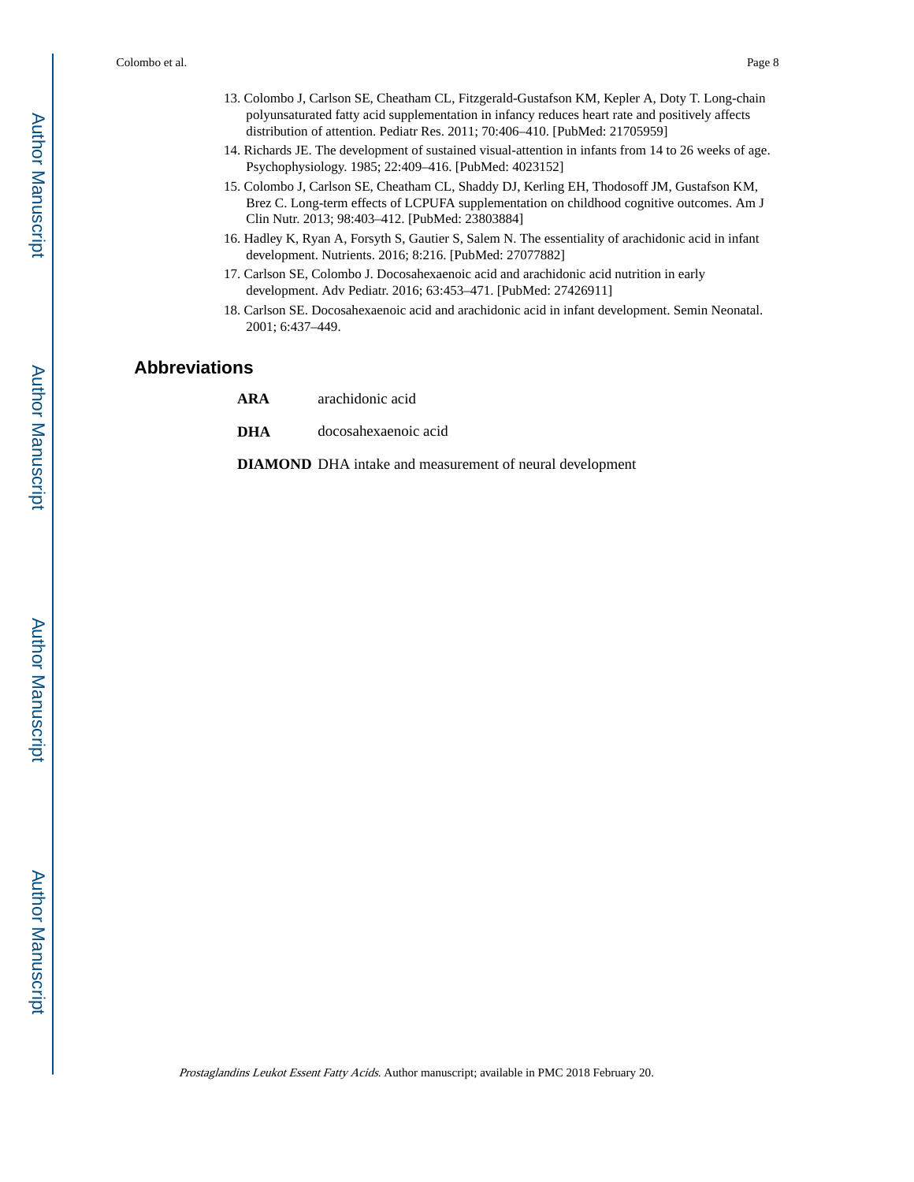13. Colombo J, Carlson SE, Cheatham CL, Fitzgerald-Gustafson KM, Kepler A, Doty T. Long-chain polyunsaturated fatty acid supplementation in infancy reduces heart rate and positively affects distribution of attention. Pediatr Res. 2011; 70:406–410. [PubMed: 21705959]
14. Richards JE. The development of sustained visual-attention in infants from 14 to 26 weeks of age. Psychophysiology. 1985; 22:409–416. [PubMed: 4023152]
15. Colombo J, Carlson SE, Cheatham CL, Shaddy DJ, Kerling EH, Thodosoff JM, Gustafson KM, Brez C. Long-term effects of LCPUFA supplementation on childhood cognitive outcomes. Am J Clin Nutr. 2013; 98:403–412. [PubMed: 23803884]
16. Hadley K, Ryan A, Forsyth S, Gautier S, Salem N. The essentiality of arachidonic acid in infant development. Nutrients. 2016; 8:216. [PubMed: 27077882]
17. Carlson SE, Colombo J. Docosahexaenoic acid and arachidonic acid nutrition in early development. Adv Pediatr. 2016; 63:453–471. [PubMed: 27426911]
18. Carlson SE. Docosahexaenoic acid and arachidonic acid in infant development. Semin Neonatal. 2001; 6:437–449.

## Abbreviations

| | |
|---|---|
| **ARA** | arachidonic acid |
| **DHA** | docosahexaenoic acid |
| **DIAMOND** | DHA intake and measurement of neural development |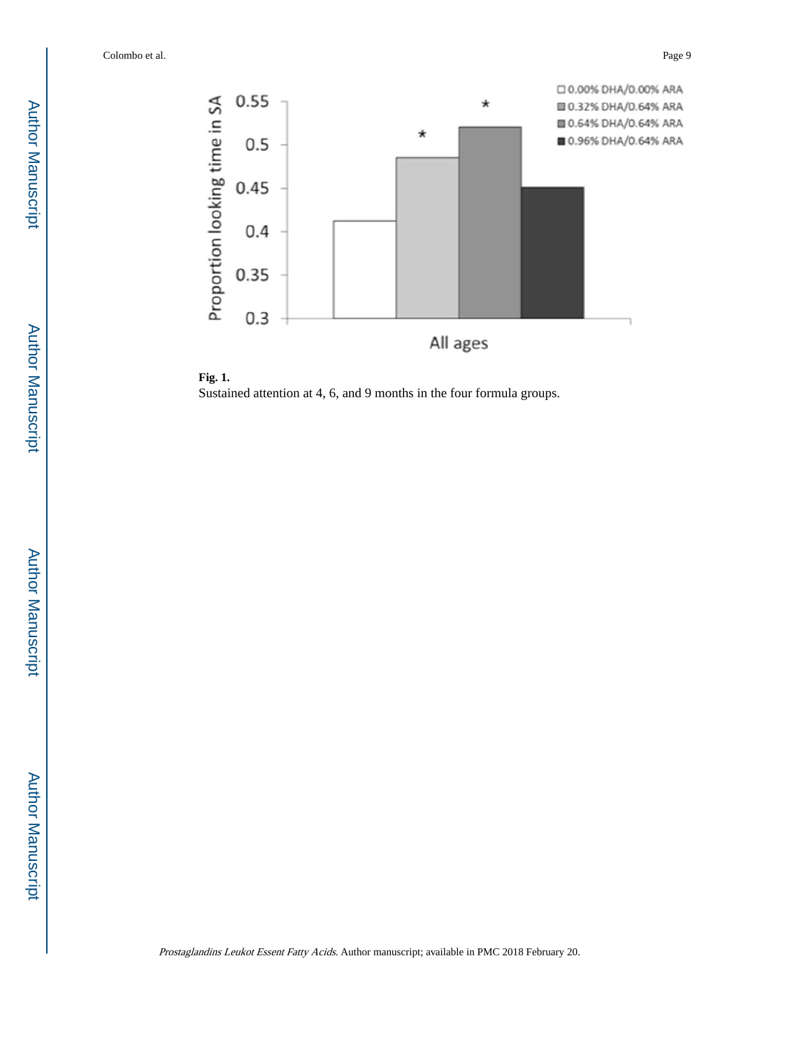**Fig. 1.**

Sustained attention at 4, 6, and 9 months in the four formula groups.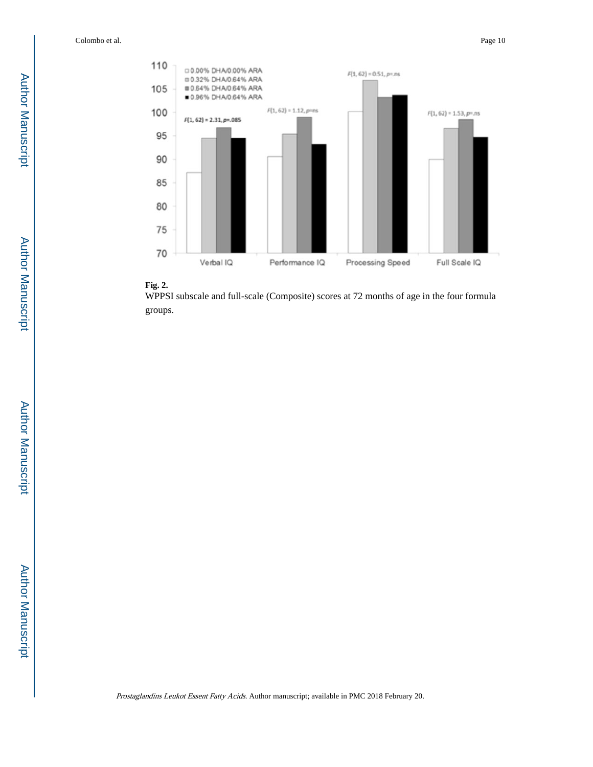**Fig. 2.**

WPPSI subscale and full-scale (Composite) scores at 72 months of age in the four formula groups.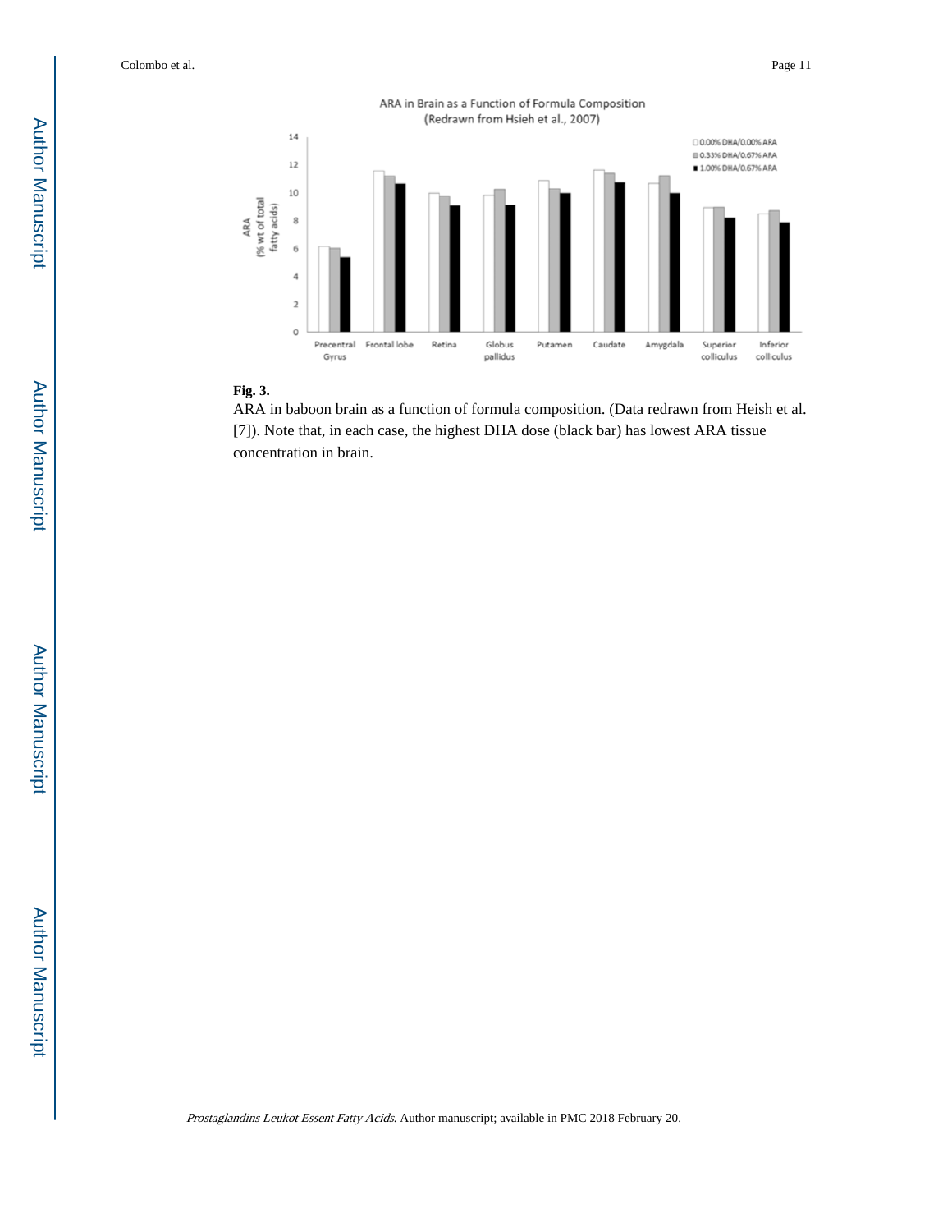**Fig. 3.**

ARA in baboon brain as a function of formula composition. (Data redrawn from Heish et al. [7]). Note that, in each case, the highest DHA dose (black bar) has lowest ARA tissue concentration in brain.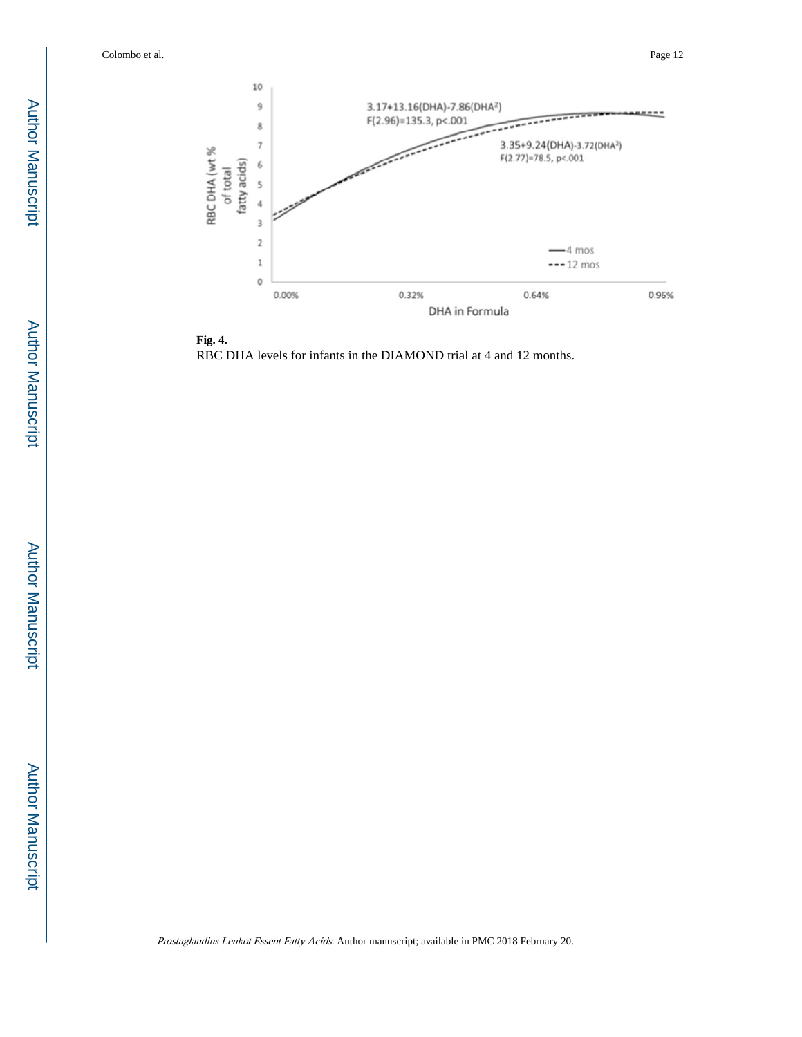**Fig. 4.**

RBC DHA levels for infants in the DIAMOND trial at 4 and 12 months.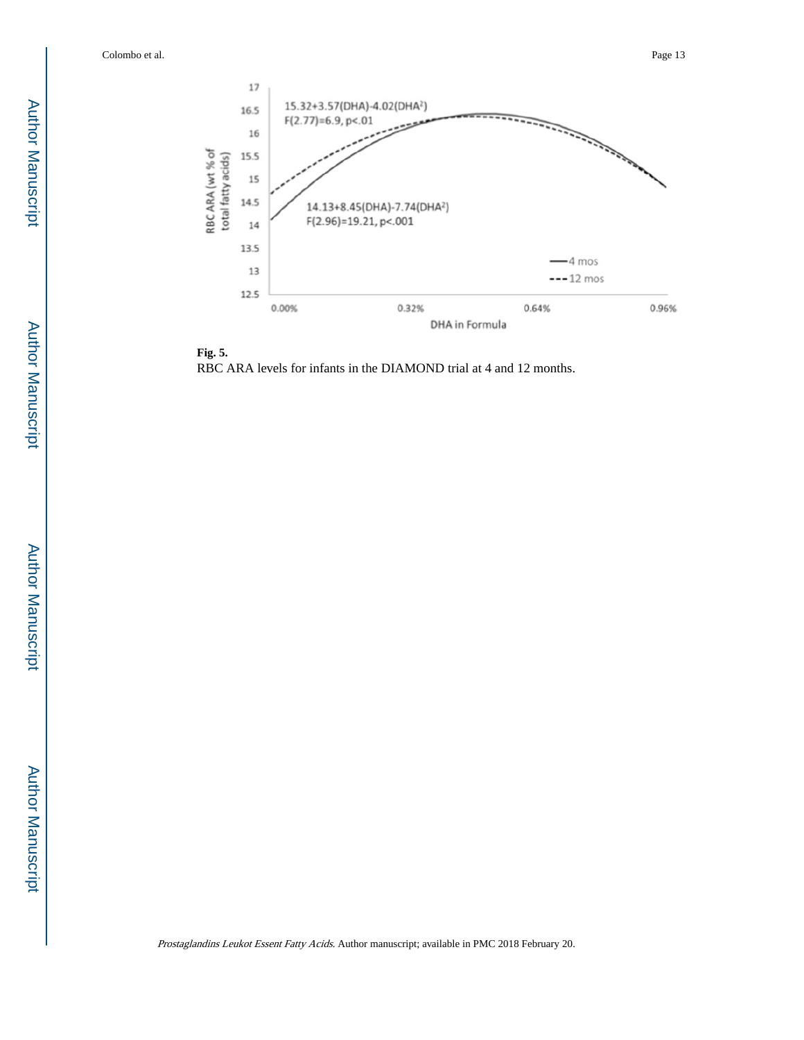**Fig. 5.**

RBC ARA levels for infants in the DIAMOND trial at 4 and 12 months.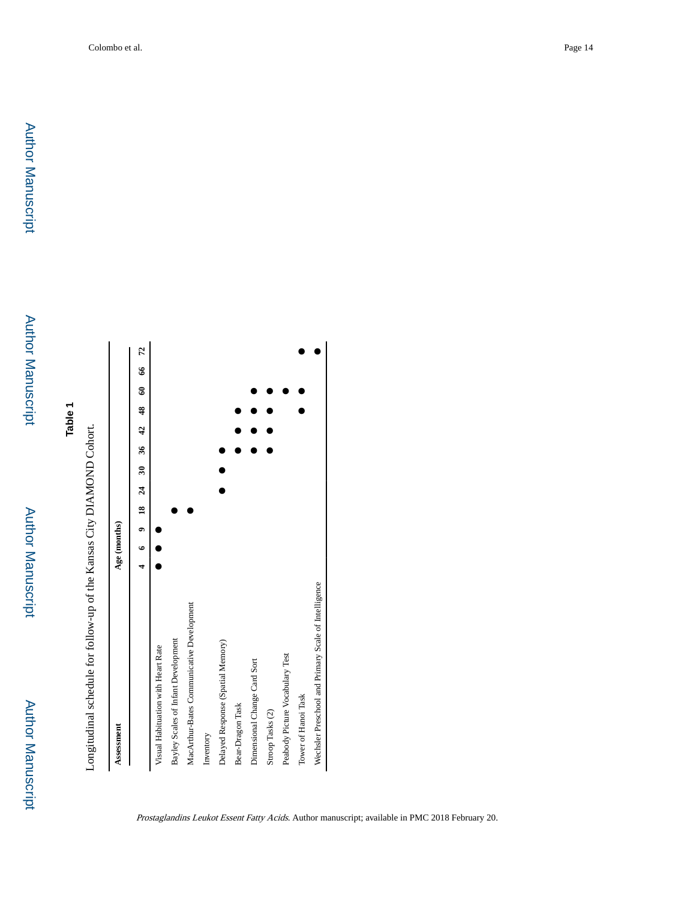**Table 1**

Longitudinal schedule for follow-up of the Kansas City DIAMOND Cohort.

| Assessment | Age (months) | | | | | | | | | | | |
|---|---|---|---|---|---|---|---|---|---|---|---|---|
| | 4 | 6 | 9 | 18 | 24 | 30 | 36 | 42 | 48 | 60 | 66 | 72 |
| Visual Habituation with Heart Rate | ● | ● | ● | | | | | | | | | |
| Bayley Scales of Infant Development | | | | ● | | | | | | | | |
| MacArthur-Bates Communicative Development Inventory | | | | ● | | | | | | | | |
| Delayed Response (Spatial Memory) | | | | | ● | ● | ● | | | | | |
| Bear-Dragon Task | | | | | | | ● | ● | ● | | | |
| Dimensional Change Card Sort | | | | | | | ● | ● | ● | ● | | |
| Stroop Tasks (2) | | | | | | | ● | ● | ● | ● | | |
| Peabody Picture Vocabulary Test | | | | | | | | | | ● | | |
| Tower of Hanoi Task | | | | | | | | | ● | ● | | ● |
| Wechsler Preschool and Primary Scale of Intelligence | | | | | | | | | | | | ● |